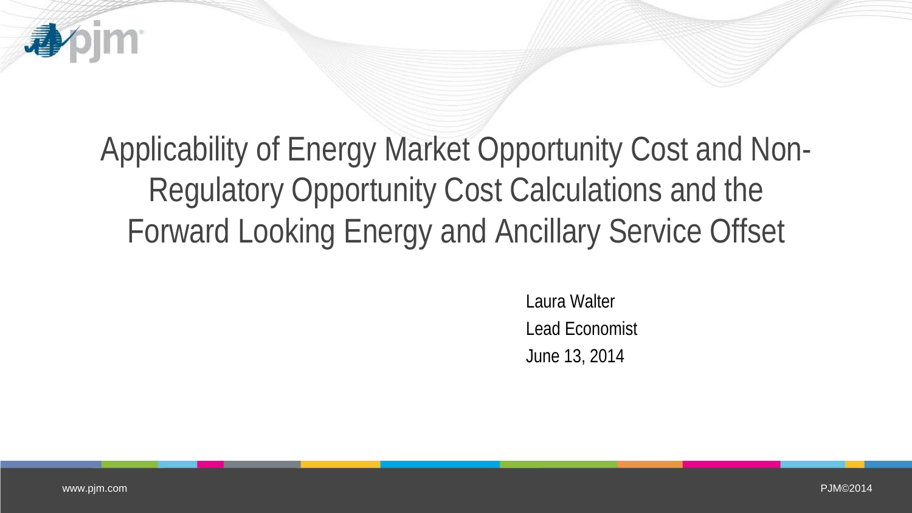# Applicability of Energy Market Opportunity Cost and Non-Regulatory Opportunity Cost Calculations and the Forward Looking Energy and Ancillary Service Offset

Laura Walter
Lead Economist
June 13, 2014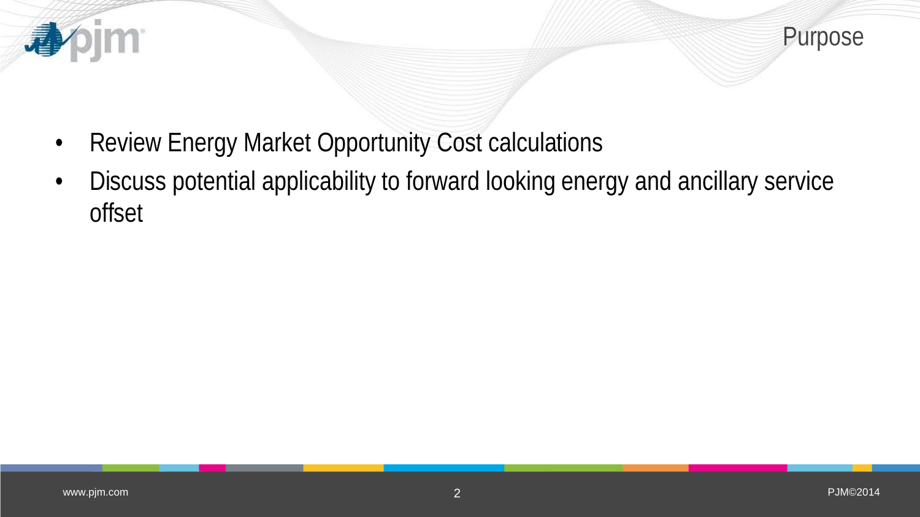## Purpose

- Review Energy Market Opportunity Cost calculations
- Discuss potential applicability to forward looking energy and ancillary service offset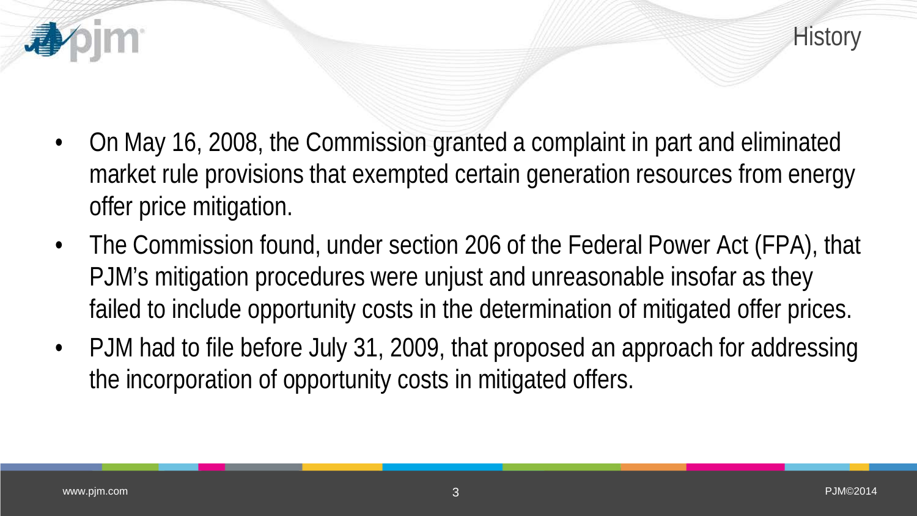# History

- On May 16, 2008, the Commission granted a complaint in part and eliminated market rule provisions that exempted certain generation resources from energy offer price mitigation.
- The Commission found, under section 206 of the Federal Power Act (FPA), that PJM's mitigation procedures were unjust and unreasonable insofar as they failed to include opportunity costs in the determination of mitigated offer prices.
- PJM had to file before July 31, 2009, that proposed an approach for addressing the incorporation of opportunity costs in mitigated offers.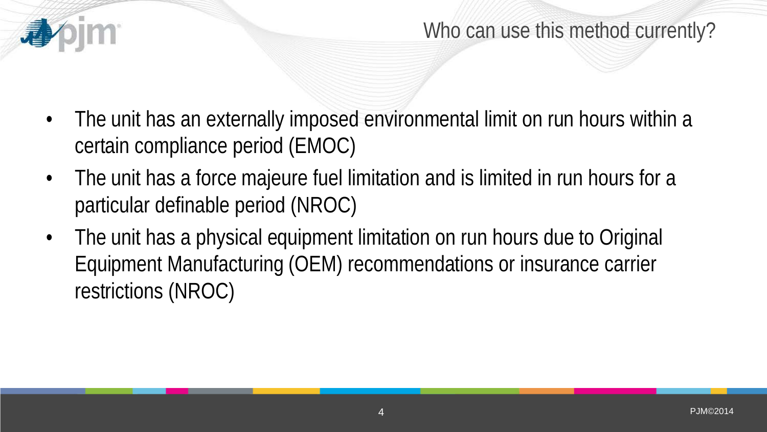## Who can use this method currently?

- The unit has an externally imposed environmental limit on run hours within a certain compliance period (EMOC)
- The unit has a force majeure fuel limitation and is limited in run hours for a particular definable period (NROC)
- The unit has a physical equipment limitation on run hours due to Original Equipment Manufacturing (OEM) recommendations or insurance carrier restrictions (NROC)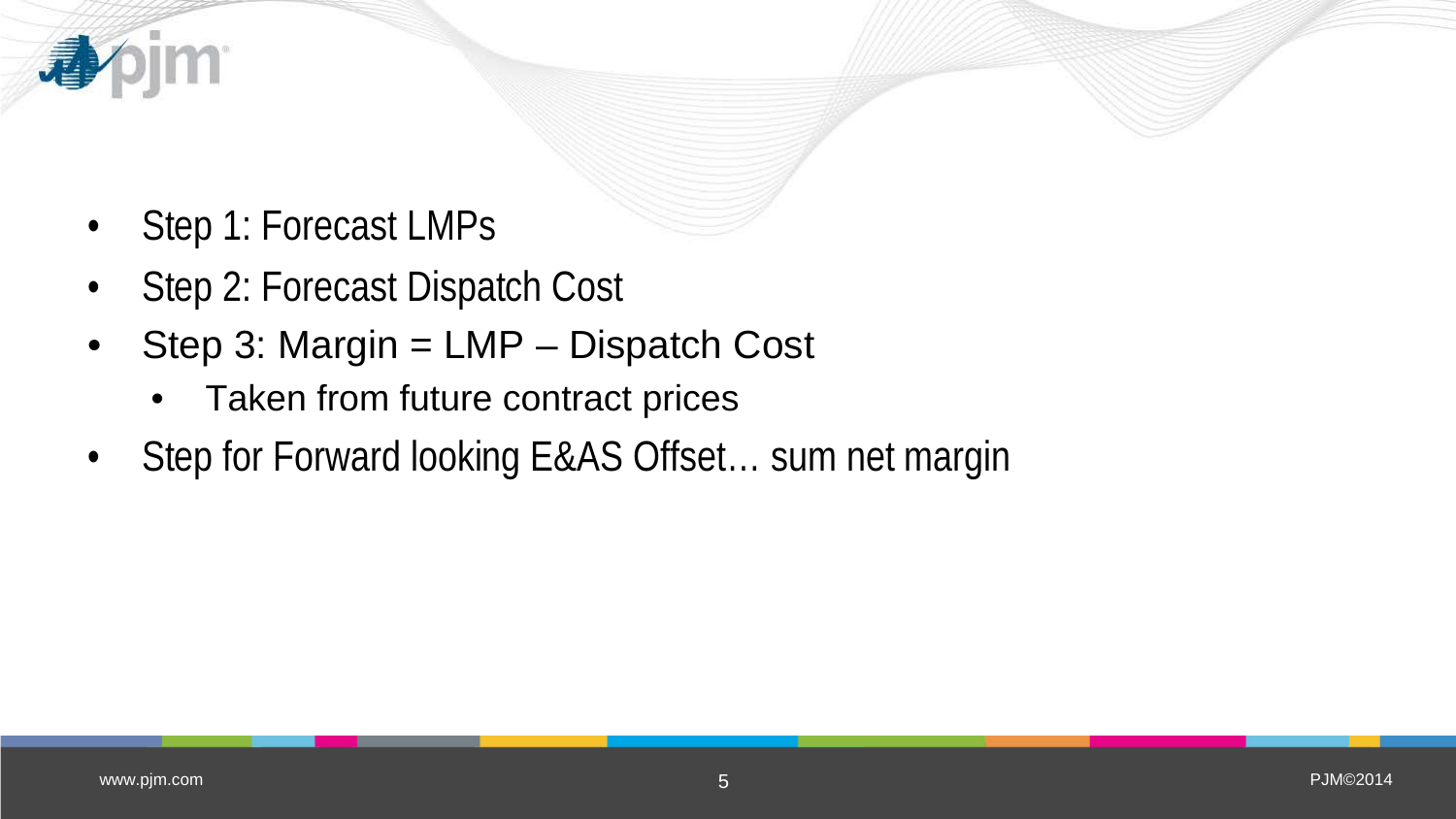- Step 1: Forecast LMPs
- Step 2: Forecast Dispatch Cost
- Step 3: Margin = LMP – Dispatch Cost
  - Taken from future contract prices
- Step for Forward looking E&AS Offset… sum net margin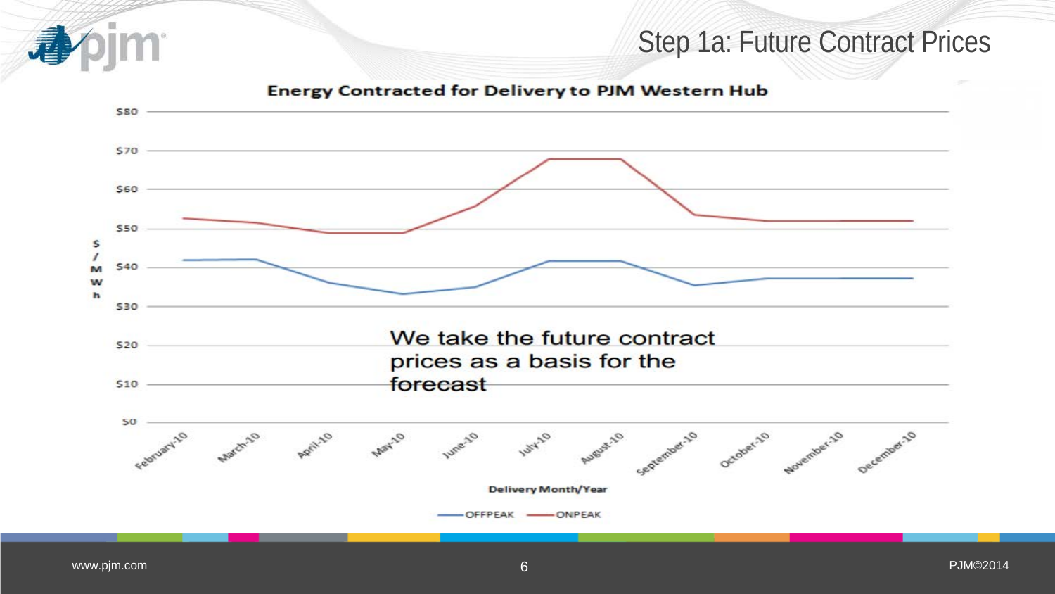# Step 1a: Future Contract Prices

**Energy Contracted for Delivery to PJM Western Hub**

$/MWh: $0, $10, $20, $30, $40, $50, $60, $70, $80

Delivery Month/Year: February-10, March-10, April-10, May-10, June-10, July-10, August-10, September-10, October-10, November-10, December-10

OFFPEAK — ONPEAK

We take the future contract prices as a basis for the forecast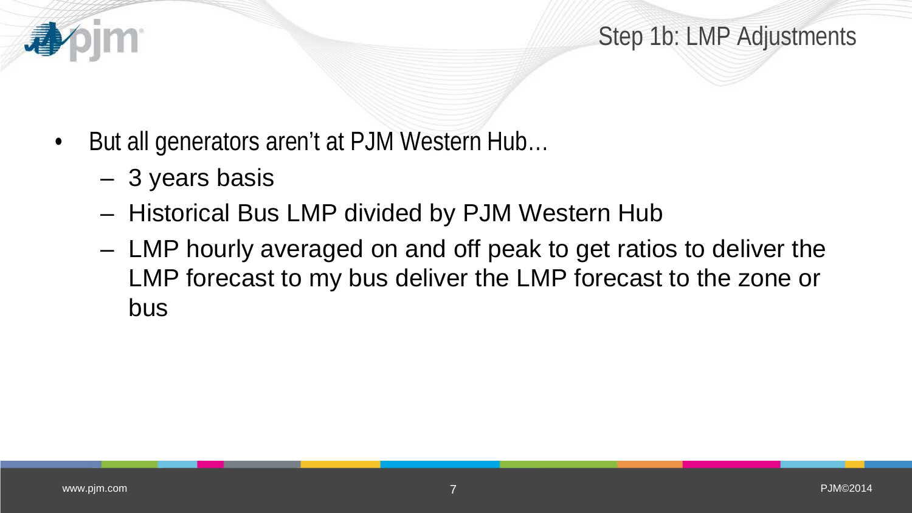## Step 1b: LMP Adjustments

- But all generators aren't at PJM Western Hub…
  - 3 years basis
  - Historical Bus LMP divided by PJM Western Hub
  - LMP hourly averaged on and off peak to get ratios to deliver the LMP forecast to my bus deliver the LMP forecast to the zone or bus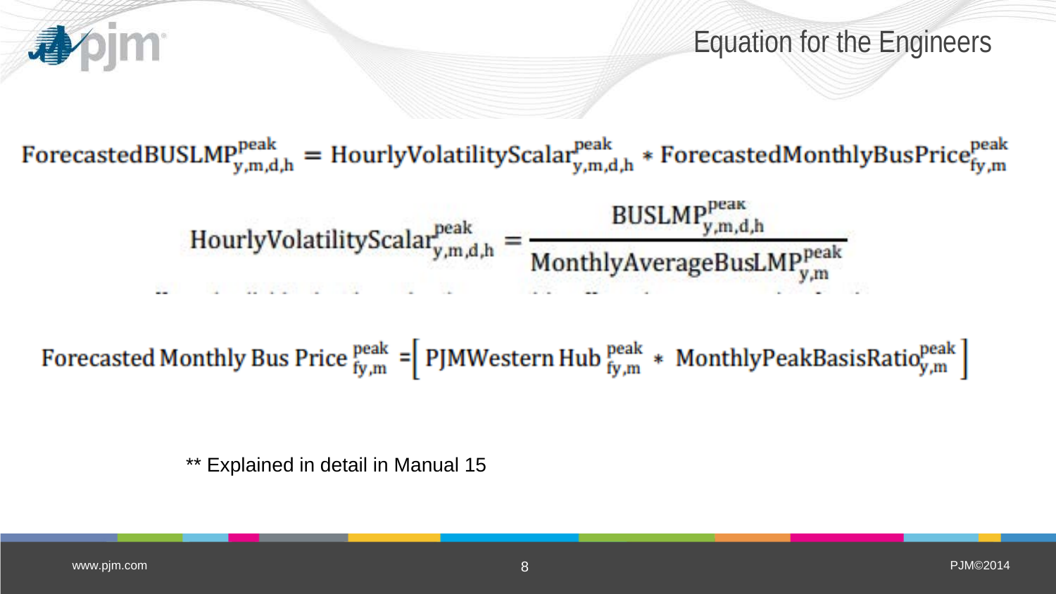# Equation for the Engineers

$$\text{ForecastedBUSLMP}^{\text{peak}}_{\text{y,m,d,h}} = \text{HourlyVolatilityScalar}^{\text{peak}}_{\text{y,m,d,h}} * \text{ForecastedMonthlyBusPrice}^{\text{peak}}_{\text{fy,m}}$$

$$\text{HourlyVolatilityScalar}^{\text{peak}}_{\text{y,m,d,h}} = \frac{\text{BUSLMP}^{\text{peak}}_{\text{y,m,d,h}}}{\text{MonthlyAverageBusLMP}^{\text{peak}}_{\text{y,m}}}$$

$$\text{Forecasted Monthly Bus Price}^{\text{peak}}_{\text{fy,m}} = \left[ \text{PJMWestern Hub}^{\text{peak}}_{\text{fy,m}} * \text{MonthlyPeakBasisRatio}^{\text{peak}}_{\text{y,m}} \right]$$

** Explained in detail in Manual 15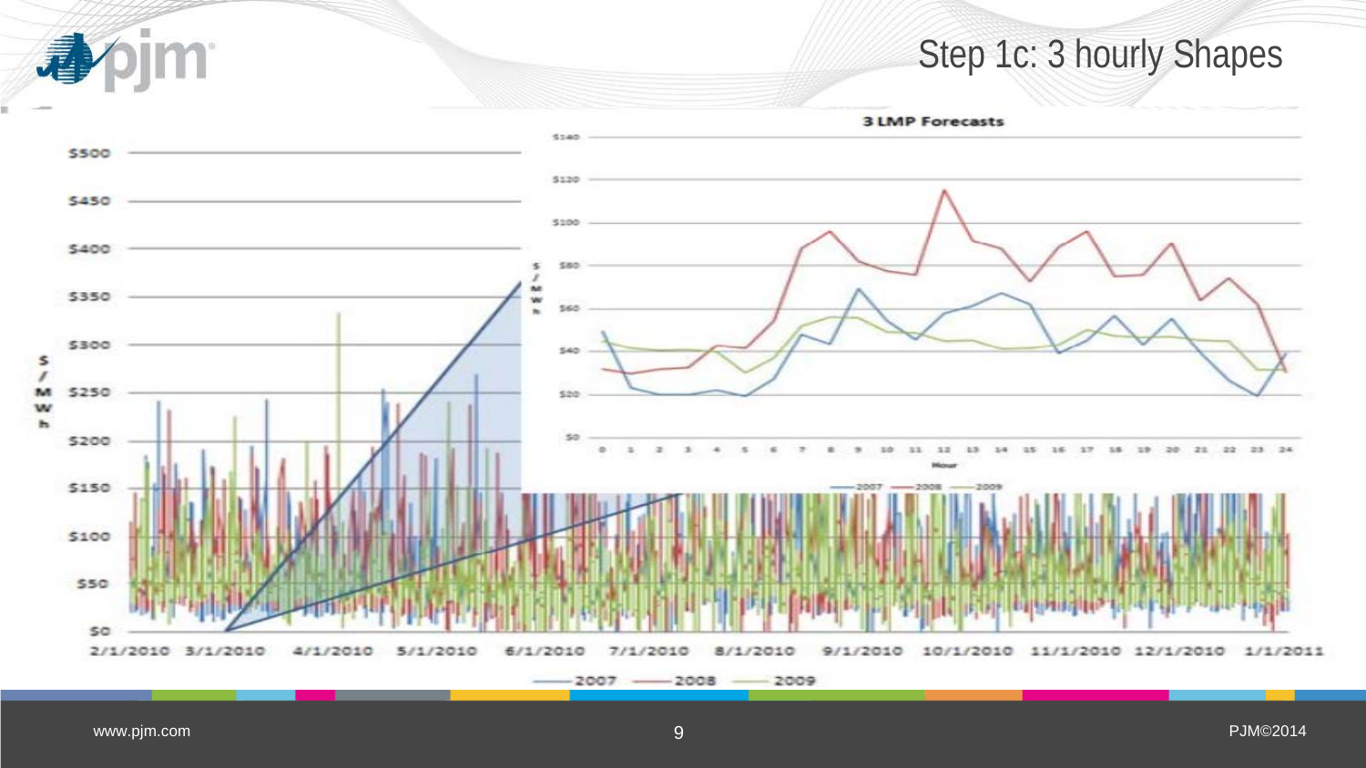# Step 1c: 3 hourly Shapes

**3 LMP Forecasts**

Hour

— 2007 — 2008 — 2009

$/MWh

— 2007 — 2008 — 2009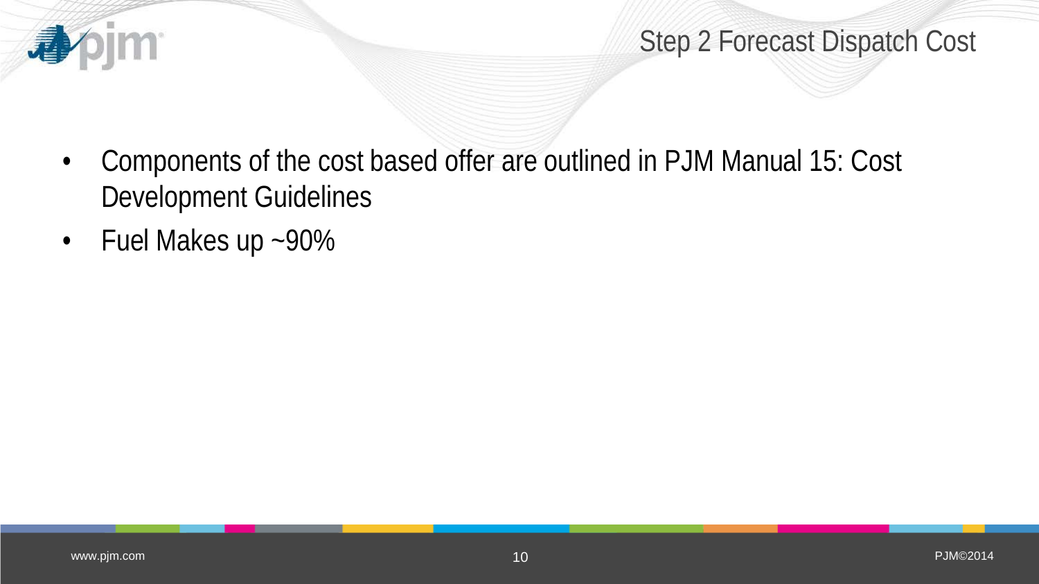# Step 2 Forecast Dispatch Cost

- Components of the cost based offer are outlined in PJM Manual 15: Cost Development Guidelines
- Fuel Makes up ~90%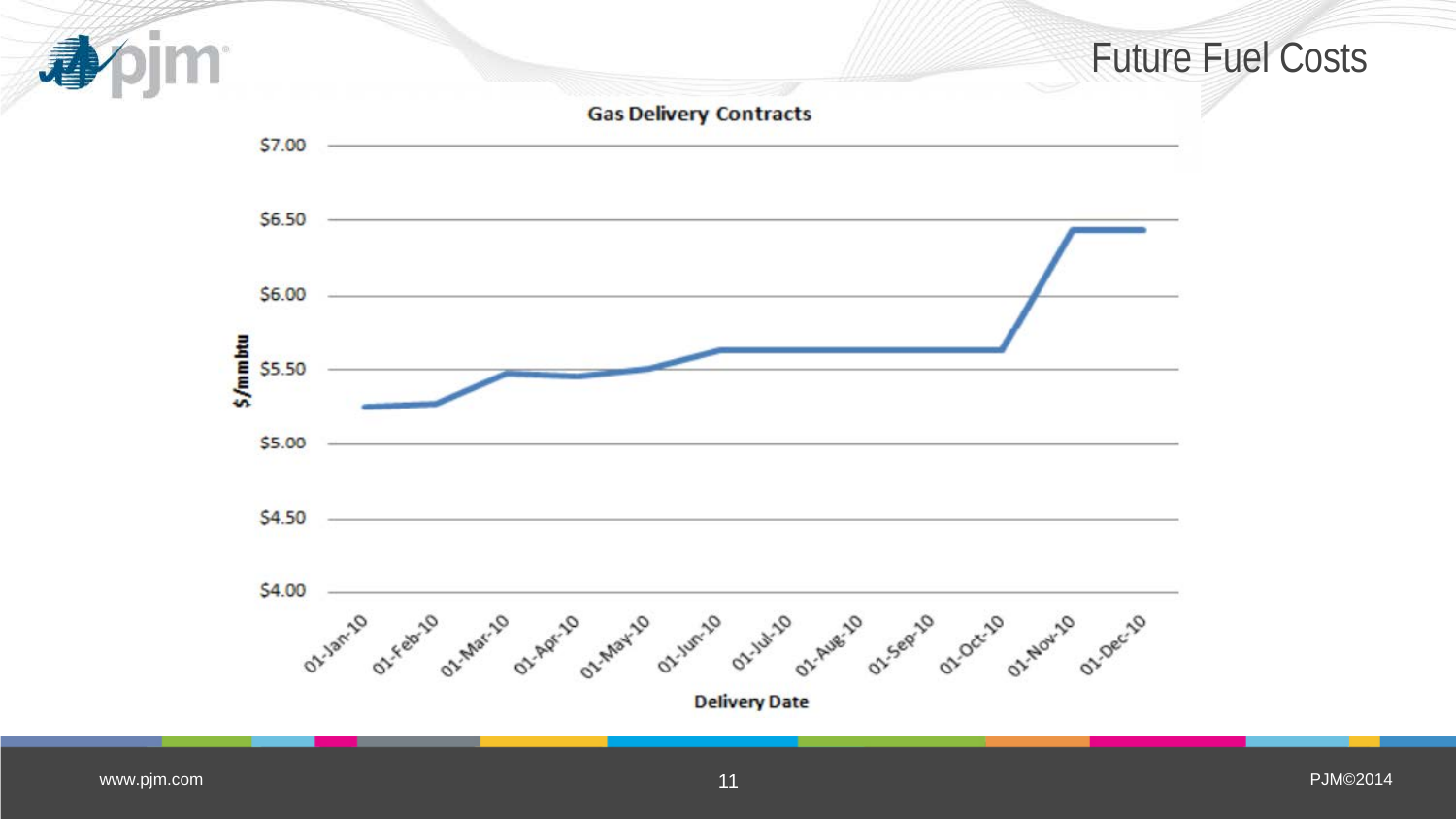# Future Fuel Costs

**Gas Delivery Contracts**

$/mmbtu: $4.00, $4.50, $5.00, $5.50, $6.00, $6.50, $7.00

Delivery Date: 01-Jan-10, 01-Feb-10, 01-Mar-10, 01-Apr-10, 01-May-10, 01-Jun-10, 01-Jul-10, 01-Aug-10, 01-Sep-10, 01-Oct-10, 01-Nov-10, 01-Dec-10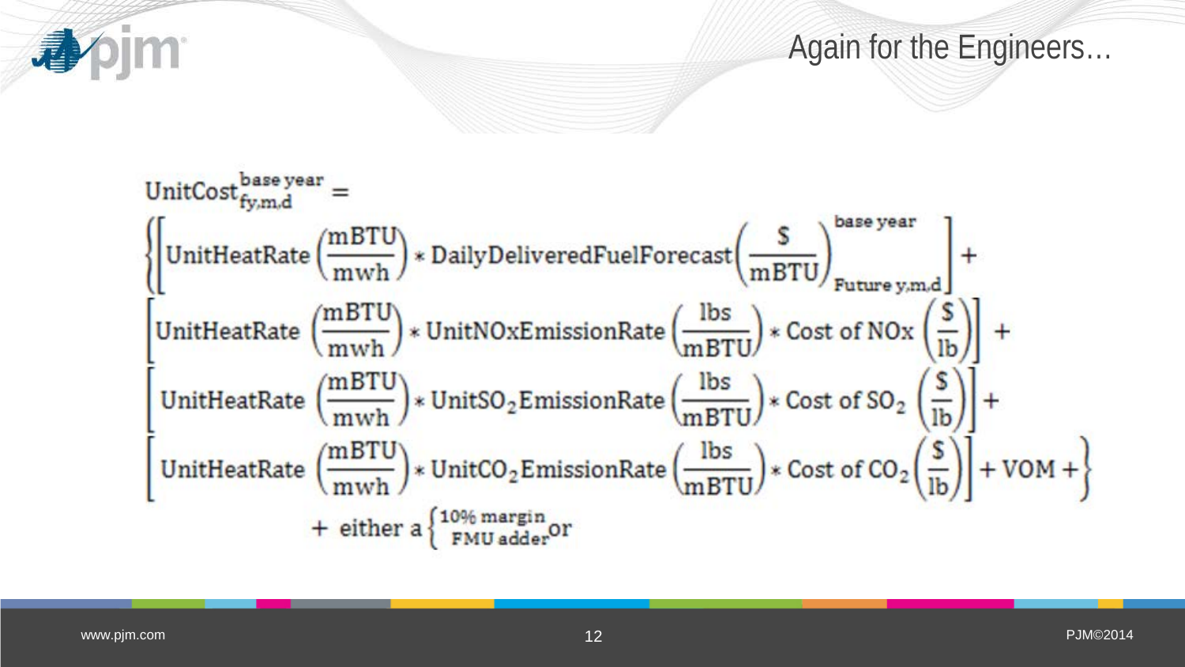# Again for the Engineers…

$$
\begin{aligned}
&\text{UnitCost}_{\text{fy,m,d}}^{\text{base year}} = \\
&\left\{\left[\text{UnitHeatRate}\left(\frac{\text{mBTU}}{\text{mwh}}\right) * \text{DailyDeliveredFuelForecast}\left(\frac{\$}{\text{mBTU}}\right)_{\text{Future y,m,d}}^{\text{base year}}\right] + \right. \\
&\left[\text{UnitHeatRate}\left(\frac{\text{mBTU}}{\text{mwh}}\right) * \text{UnitNOxEmissionRate}\left(\frac{\text{lbs}}{\text{mBTU}}\right) * \text{Cost of NOx}\left(\frac{\$}{\text{lb}}\right)\right] + \\
&\left[\text{UnitHeatRate}\left(\frac{\text{mBTU}}{\text{mwh}}\right) * \text{UnitSO}_2\text{EmissionRate}\left(\frac{\text{lbs}}{\text{mBTU}}\right) * \text{Cost of SO}_2\left(\frac{\$}{\text{lb}}\right)\right] + \\
&\left.\left[\text{UnitHeatRate}\left(\frac{\text{mBTU}}{\text{mwh}}\right) * \text{UnitCO}_2\text{EmissionRate}\left(\frac{\text{lbs}}{\text{mBTU}}\right) * \text{Cost of CO}_2\left(\frac{\$}{\text{lb}}\right)\right] + \text{VOM} + \right\} \\
&\qquad + \text{ either a} \begin{cases} \text{10\% margin} \\ \text{FMU adder} \end{cases} \text{or}
\end{aligned}
$$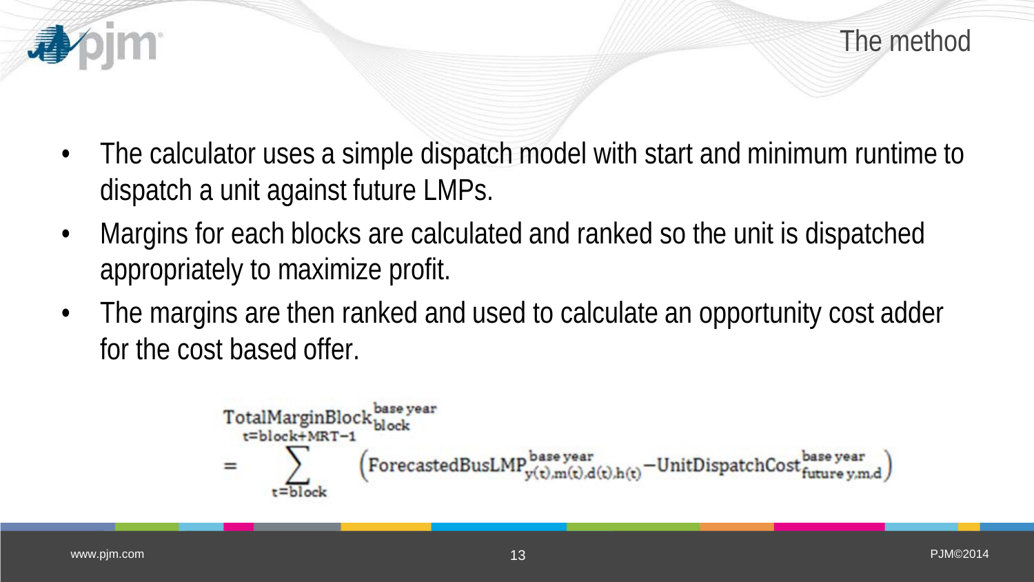# The method

- The calculator uses a simple dispatch model with start and minimum runtime to dispatch a unit against future LMPs.
- Margins for each blocks are calculated and ranked so the unit is dispatched appropriately to maximize profit.
- The margins are then ranked and used to calculate an opportunity cost adder for the cost based offer.

$$\text{TotalMarginBlock}_{\text{block}}^{\text{base year}} = \sum_{t=\text{block}}^{t=\text{block}+\text{MRT}-1} \left( \text{ForecastedBusLMP}_{y(t),m(t),d(t),h(t)}^{\text{base year}} - \text{UnitDispatchCost}_{\text{future } y,m,d}^{\text{base year}} \right)$$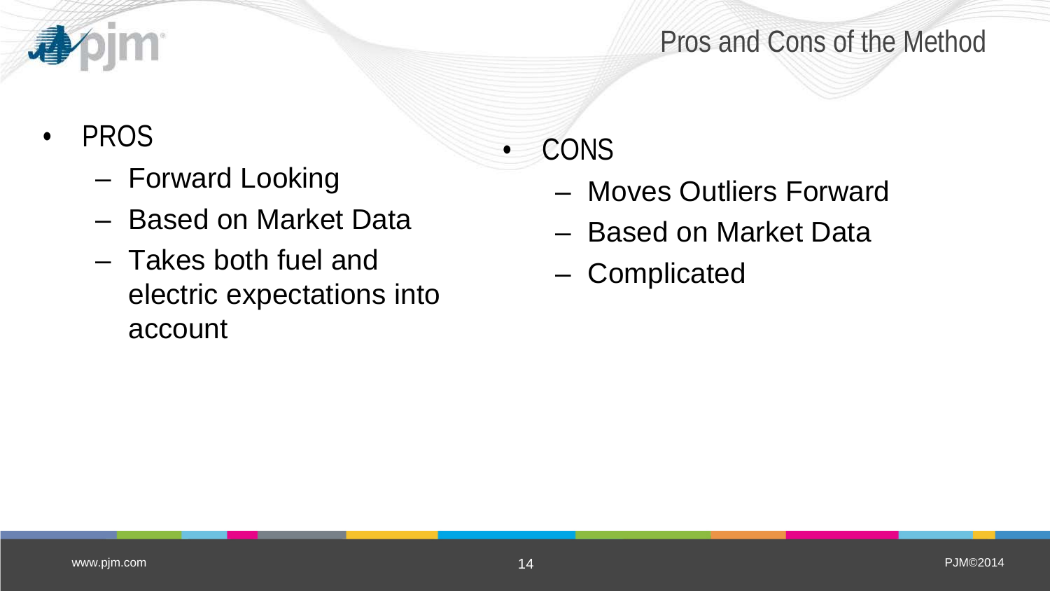# Pros and Cons of the Method

- PROS
  - Forward Looking
  - Based on Market Data
  - Takes both fuel and electric expectations into account
- CONS
  - Moves Outliers Forward
  - Based on Market Data
  - Complicated